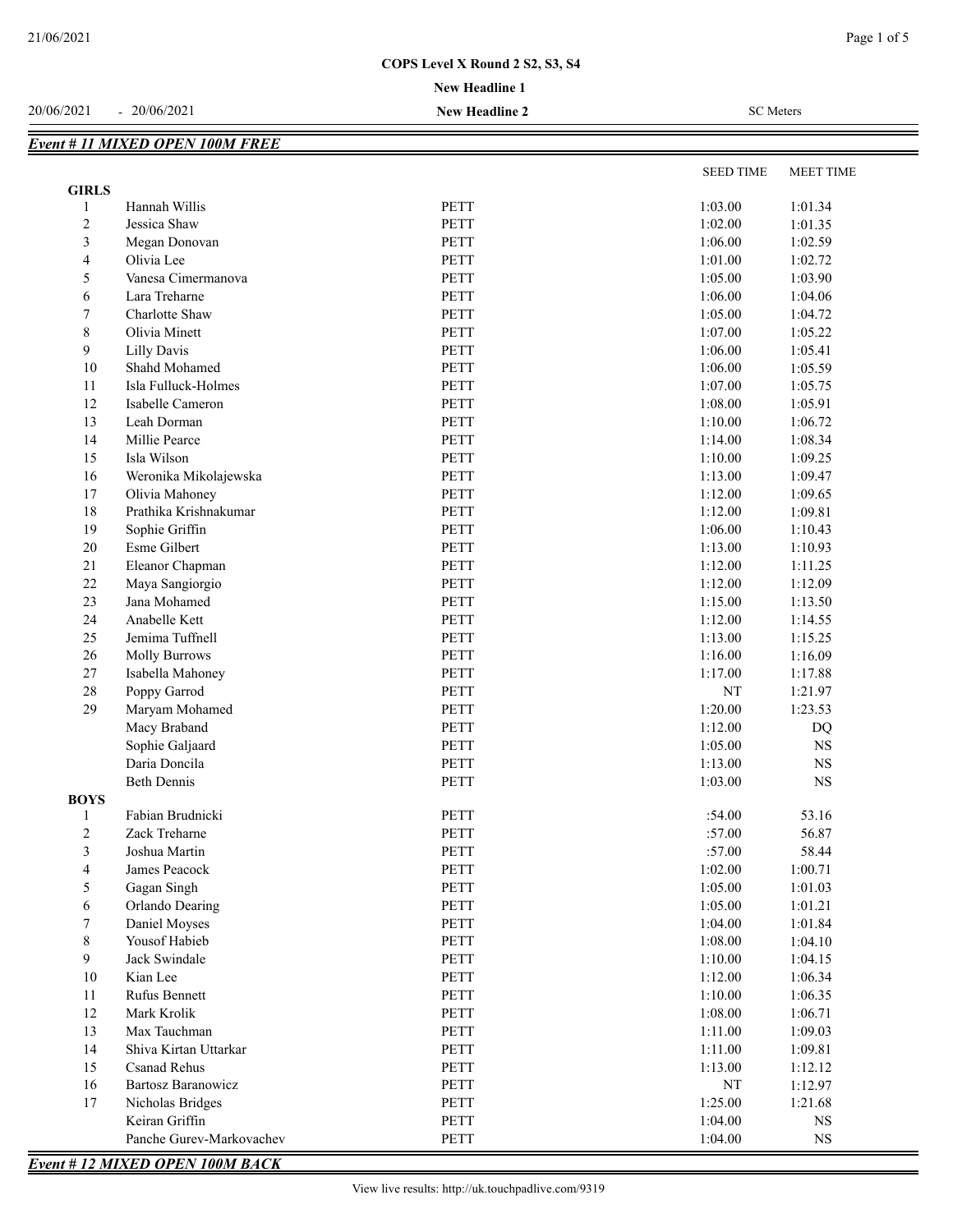# COPS Level X Round 2 S2, S3, S4

**New Headline 1**

20/06/2021 - 20/06/2021 **New Headline 2** SC Meters

## *Event # 11 MIXED OPEN 100M FREE*

| | | | SEED TIME | MEET TIME |
|---|---|---|---|---|
| **GIRLS** | | | | |
| 1 | Hannah Willis | PETT | 1:03.00 | 1:01.34 |
| 2 | Jessica Shaw | PETT | 1:02.00 | 1:01.35 |
| 3 | Megan Donovan | PETT | 1:06.00 | 1:02.59 |
| 4 | Olivia Lee | PETT | 1:01.00 | 1:02.72 |
| 5 | Vanesa Cimermanova | PETT | 1:05.00 | 1:03.90 |
| 6 | Lara Treharne | PETT | 1:06.00 | 1:04.06 |
| 7 | Charlotte Shaw | PETT | 1:05.00 | 1:04.72 |
| 8 | Olivia Minett | PETT | 1:07.00 | 1:05.22 |
| 9 | Lilly Davis | PETT | 1:06.00 | 1:05.41 |
| 10 | Shahd Mohamed | PETT | 1:06.00 | 1:05.59 |
| 11 | Isla Fulluck-Holmes | PETT | 1:07.00 | 1:05.75 |
| 12 | Isabelle Cameron | PETT | 1:08.00 | 1:05.91 |
| 13 | Leah Dorman | PETT | 1:10.00 | 1:06.72 |
| 14 | Millie Pearce | PETT | 1:14.00 | 1:08.34 |
| 15 | Isla Wilson | PETT | 1:10.00 | 1:09.25 |
| 16 | Weronika Mikolajewska | PETT | 1:13.00 | 1:09.47 |
| 17 | Olivia Mahoney | PETT | 1:12.00 | 1:09.65 |
| 18 | Prathika Krishnakumar | PETT | 1:12.00 | 1:09.81 |
| 19 | Sophie Griffin | PETT | 1:06.00 | 1:10.43 |
| 20 | Esme Gilbert | PETT | 1:13.00 | 1:10.93 |
| 21 | Eleanor Chapman | PETT | 1:12.00 | 1:11.25 |
| 22 | Maya Sangiorgio | PETT | 1:12.00 | 1:12.09 |
| 23 | Jana Mohamed | PETT | 1:15.00 | 1:13.50 |
| 24 | Anabelle Kett | PETT | 1:12.00 | 1:14.55 |
| 25 | Jemima Tuffnell | PETT | 1:13.00 | 1:15.25 |
| 26 | Molly Burrows | PETT | 1:16.00 | 1:16.09 |
| 27 | Isabella Mahoney | PETT | 1:17.00 | 1:17.88 |
| 28 | Poppy Garrod | PETT | NT | 1:21.97 |
| 29 | Maryam Mohamed | PETT | 1:20.00 | 1:23.53 |
| | Macy Braband | PETT | 1:12.00 | DQ |
| | Sophie Galjaard | PETT | 1:05.00 | NS |
| | Daria Doncila | PETT | 1:13.00 | NS |
| | Beth Dennis | PETT | 1:03.00 | NS |
| **BOYS** | | | | |
| 1 | Fabian Brudnicki | PETT | :54.00 | 53.16 |
| 2 | Zack Treharne | PETT | :57.00 | 56.87 |
| 3 | Joshua Martin | PETT | :57.00 | 58.44 |
| 4 | James Peacock | PETT | 1:02.00 | 1:00.71 |
| 5 | Gagan Singh | PETT | 1:05.00 | 1:01.03 |
| 6 | Orlando Dearing | PETT | 1:05.00 | 1:01.21 |
| 7 | Daniel Moyses | PETT | 1:04.00 | 1:01.84 |
| 8 | Yousof Habieb | PETT | 1:08.00 | 1:04.10 |
| 9 | Jack Swindale | PETT | 1:10.00 | 1:04.15 |
| 10 | Kian Lee | PETT | 1:12.00 | 1:06.34 |
| 11 | Rufus Bennett | PETT | 1:10.00 | 1:06.35 |
| 12 | Mark Krolik | PETT | 1:08.00 | 1:06.71 |
| 13 | Max Tauchman | PETT | 1:11.00 | 1:09.03 |
| 14 | Shiva Kirtan Uttarkar | PETT | 1:11.00 | 1:09.81 |
| 15 | Csanad Rehus | PETT | 1:13.00 | 1:12.12 |
| 16 | Bartosz Baranowicz | PETT | NT | 1:12.97 |
| 17 | Nicholas Bridges | PETT | 1:25.00 | 1:21.68 |
| | Keiran Griffin | PETT | 1:04.00 | NS |
| | Panche Gurev-Markovachev | PETT | 1:04.00 | NS |

## *Event # 12 MIXED OPEN 100M BACK*

View live results: http://uk.touchpadlive.com/9319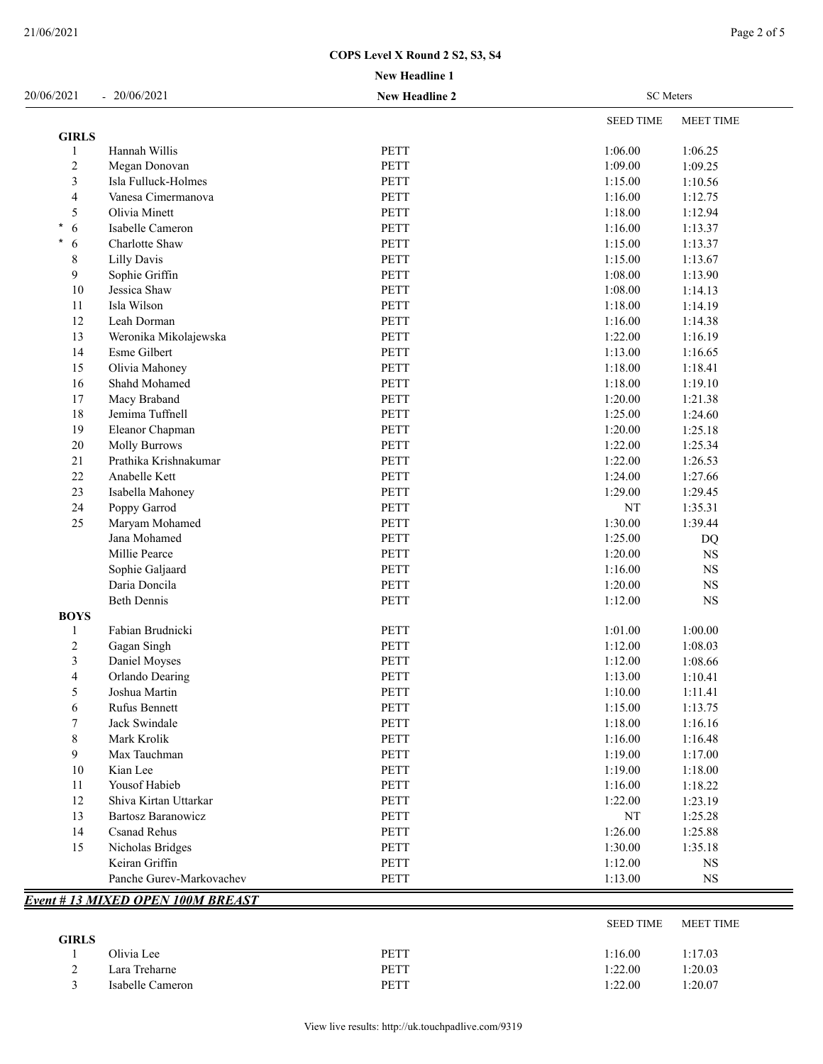COPS Level X Round 2 S2, S3, S4

New Headline 1

20/06/2021 - 20/06/2021 **New Headline 2** SC Meters

| | | | SEED TIME | MEET TIME |
|---|---|---|---|---|
| **GIRLS** | | | | |
| 1 | Hannah Willis | PETT | 1:06.00 | 1:06.25 |
| 2 | Megan Donovan | PETT | 1:09.00 | 1:09.25 |
| 3 | Isla Fulluck-Holmes | PETT | 1:15.00 | 1:10.56 |
| 4 | Vanesa Cimermanova | PETT | 1:16.00 | 1:12.75 |
| 5 | Olivia Minett | PETT | 1:18.00 | 1:12.94 |
| * 6 | Isabelle Cameron | PETT | 1:16.00 | 1:13.37 |
| * 6 | Charlotte Shaw | PETT | 1:15.00 | 1:13.37 |
| 8 | Lilly Davis | PETT | 1:15.00 | 1:13.67 |
| 9 | Sophie Griffin | PETT | 1:08.00 | 1:13.90 |
| 10 | Jessica Shaw | PETT | 1:08.00 | 1:14.13 |
| 11 | Isla Wilson | PETT | 1:18.00 | 1:14.19 |
| 12 | Leah Dorman | PETT | 1:16.00 | 1:14.38 |
| 13 | Weronika Mikolajewska | PETT | 1:22.00 | 1:16.19 |
| 14 | Esme Gilbert | PETT | 1:13.00 | 1:16.65 |
| 15 | Olivia Mahoney | PETT | 1:18.00 | 1:18.41 |
| 16 | Shahd Mohamed | PETT | 1:18.00 | 1:19.10 |
| 17 | Macy Braband | PETT | 1:20.00 | 1:21.38 |
| 18 | Jemima Tuffnell | PETT | 1:25.00 | 1:24.60 |
| 19 | Eleanor Chapman | PETT | 1:20.00 | 1:25.18 |
| 20 | Molly Burrows | PETT | 1:22.00 | 1:25.34 |
| 21 | Prathika Krishnakumar | PETT | 1:22.00 | 1:26.53 |
| 22 | Anabelle Kett | PETT | 1:24.00 | 1:27.66 |
| 23 | Isabella Mahoney | PETT | 1:29.00 | 1:29.45 |
| 24 | Poppy Garrod | PETT | NT | 1:35.31 |
| 25 | Maryam Mohamed | PETT | 1:30.00 | 1:39.44 |
| | Jana Mohamed | PETT | 1:25.00 | DQ |
| | Millie Pearce | PETT | 1:20.00 | NS |
| | Sophie Galjaard | PETT | 1:16.00 | NS |
| | Daria Doncila | PETT | 1:20.00 | NS |
| | Beth Dennis | PETT | 1:12.00 | NS |
| **BOYS** | | | | |
| 1 | Fabian Brudnicki | PETT | 1:01.00 | 1:00.00 |
| 2 | Gagan Singh | PETT | 1:12.00 | 1:08.03 |
| 3 | Daniel Moyses | PETT | 1:12.00 | 1:08.66 |
| 4 | Orlando Dearing | PETT | 1:13.00 | 1:10.41 |
| 5 | Joshua Martin | PETT | 1:10.00 | 1:11.41 |
| 6 | Rufus Bennett | PETT | 1:15.00 | 1:13.75 |
| 7 | Jack Swindale | PETT | 1:18.00 | 1:16.16 |
| 8 | Mark Krolik | PETT | 1:16.00 | 1:16.48 |
| 9 | Max Tauchman | PETT | 1:19.00 | 1:17.00 |
| 10 | Kian Lee | PETT | 1:19.00 | 1:18.00 |
| 11 | Yousof Habieb | PETT | 1:16.00 | 1:18.22 |
| 12 | Shiva Kirtan Uttarkar | PETT | 1:22.00 | 1:23.19 |
| 13 | Bartosz Baranowicz | PETT | NT | 1:25.28 |
| 14 | Csanad Rehus | PETT | 1:26.00 | 1:25.88 |
| 15 | Nicholas Bridges | PETT | 1:30.00 | 1:35.18 |
| | Keiran Griffin | PETT | 1:12.00 | NS |
| | Panche Gurev-Markovachev | PETT | 1:13.00 | NS |

***Event # 13 MIXED OPEN 100M BREAST***

| | | | SEED TIME | MEET TIME |
|---|---|---|---|---|
| **GIRLS** | | | | |
| 1 | Olivia Lee | PETT | 1:16.00 | 1:17.03 |
| 2 | Lara Treharne | PETT | 1:22.00 | 1:20.03 |
| 3 | Isabelle Cameron | PETT | 1:22.00 | 1:20.07 |

View live results: http://uk.touchpadlive.com/9319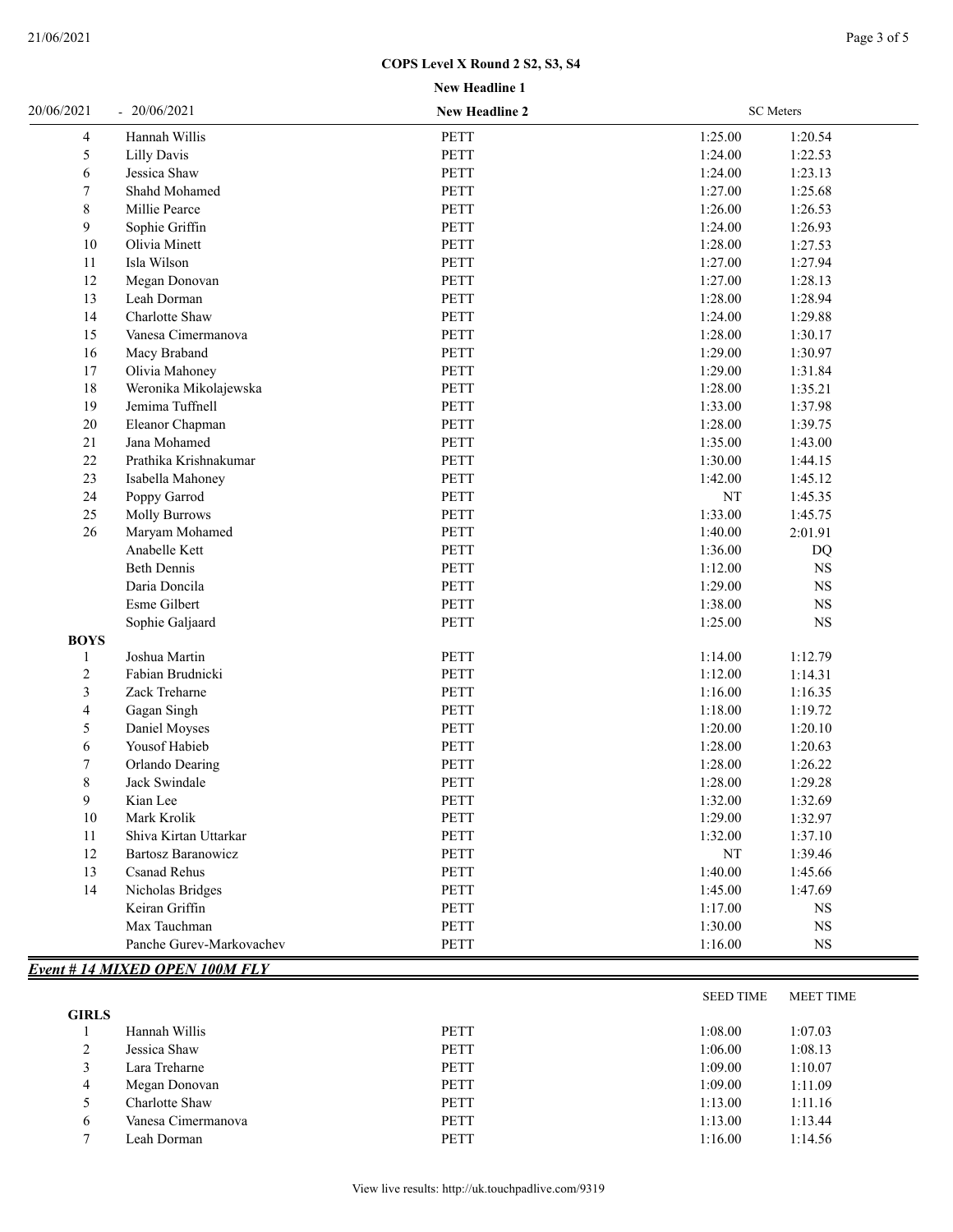**COPS Level X Round 2 S2, S3, S4**

**New Headline 1**

20/06/2021 - 20/06/2021 **New Headline 2** SC Meters

| | | | | |
|---|---|---|---|---|
| 4 | Hannah Willis | PETT | 1:25.00 | 1:20.54 |
| 5 | Lilly Davis | PETT | 1:24.00 | 1:22.53 |
| 6 | Jessica Shaw | PETT | 1:24.00 | 1:23.13 |
| 7 | Shahd Mohamed | PETT | 1:27.00 | 1:25.68 |
| 8 | Millie Pearce | PETT | 1:26.00 | 1:26.53 |
| 9 | Sophie Griffin | PETT | 1:24.00 | 1:26.93 |
| 10 | Olivia Minett | PETT | 1:28.00 | 1:27.53 |
| 11 | Isla Wilson | PETT | 1:27.00 | 1:27.94 |
| 12 | Megan Donovan | PETT | 1:27.00 | 1:28.13 |
| 13 | Leah Dorman | PETT | 1:28.00 | 1:28.94 |
| 14 | Charlotte Shaw | PETT | 1:24.00 | 1:29.88 |
| 15 | Vanesa Cimermanova | PETT | 1:28.00 | 1:30.17 |
| 16 | Macy Braband | PETT | 1:29.00 | 1:30.97 |
| 17 | Olivia Mahoney | PETT | 1:29.00 | 1:31.84 |
| 18 | Weronika Mikolajewska | PETT | 1:28.00 | 1:35.21 |
| 19 | Jemima Tuffnell | PETT | 1:33.00 | 1:37.98 |
| 20 | Eleanor Chapman | PETT | 1:28.00 | 1:39.75 |
| 21 | Jana Mohamed | PETT | 1:35.00 | 1:43.00 |
| 22 | Prathika Krishnakumar | PETT | 1:30.00 | 1:44.15 |
| 23 | Isabella Mahoney | PETT | 1:42.00 | 1:45.12 |
| 24 | Poppy Garrod | PETT | NT | 1:45.35 |
| 25 | Molly Burrows | PETT | 1:33.00 | 1:45.75 |
| 26 | Maryam Mohamed | PETT | 1:40.00 | 2:01.91 |
| | Anabelle Kett | PETT | 1:36.00 | DQ |
| | Beth Dennis | PETT | 1:12.00 | NS |
| | Daria Doncila | PETT | 1:29.00 | NS |
| | Esme Gilbert | PETT | 1:38.00 | NS |
| | Sophie Galjaard | PETT | 1:25.00 | NS |
| **BOYS** | | | | |
| 1 | Joshua Martin | PETT | 1:14.00 | 1:12.79 |
| 2 | Fabian Brudnicki | PETT | 1:12.00 | 1:14.31 |
| 3 | Zack Treharne | PETT | 1:16.00 | 1:16.35 |
| 4 | Gagan Singh | PETT | 1:18.00 | 1:19.72 |
| 5 | Daniel Moyses | PETT | 1:20.00 | 1:20.10 |
| 6 | Yousof Habieb | PETT | 1:28.00 | 1:20.63 |
| 7 | Orlando Dearing | PETT | 1:28.00 | 1:26.22 |
| 8 | Jack Swindale | PETT | 1:28.00 | 1:29.28 |
| 9 | Kian Lee | PETT | 1:32.00 | 1:32.69 |
| 10 | Mark Krolik | PETT | 1:29.00 | 1:32.97 |
| 11 | Shiva Kirtan Uttarkar | PETT | 1:32.00 | 1:37.10 |
| 12 | Bartosz Baranowicz | PETT | NT | 1:39.46 |
| 13 | Csanad Rehus | PETT | 1:40.00 | 1:45.66 |
| 14 | Nicholas Bridges | PETT | 1:45.00 | 1:47.69 |
| | Keiran Griffin | PETT | 1:17.00 | NS |
| | Max Tauchman | PETT | 1:30.00 | NS |
| | Panche Gurev-Markovachev | PETT | 1:16.00 | NS |

***Event # 14 MIXED OPEN 100M FLY***

| | | | SEED TIME | MEET TIME |
|---|---|---|---|---|
| **GIRLS** | | | | |
| 1 | Hannah Willis | PETT | 1:08.00 | 1:07.03 |
| 2 | Jessica Shaw | PETT | 1:06.00 | 1:08.13 |
| 3 | Lara Treharne | PETT | 1:09.00 | 1:10.07 |
| 4 | Megan Donovan | PETT | 1:09.00 | 1:11.09 |
| 5 | Charlotte Shaw | PETT | 1:13.00 | 1:11.16 |
| 6 | Vanesa Cimermanova | PETT | 1:13.00 | 1:13.44 |
| 7 | Leah Dorman | PETT | 1:16.00 | 1:14.56 |

View live results: http://uk.touchpadlive.com/9319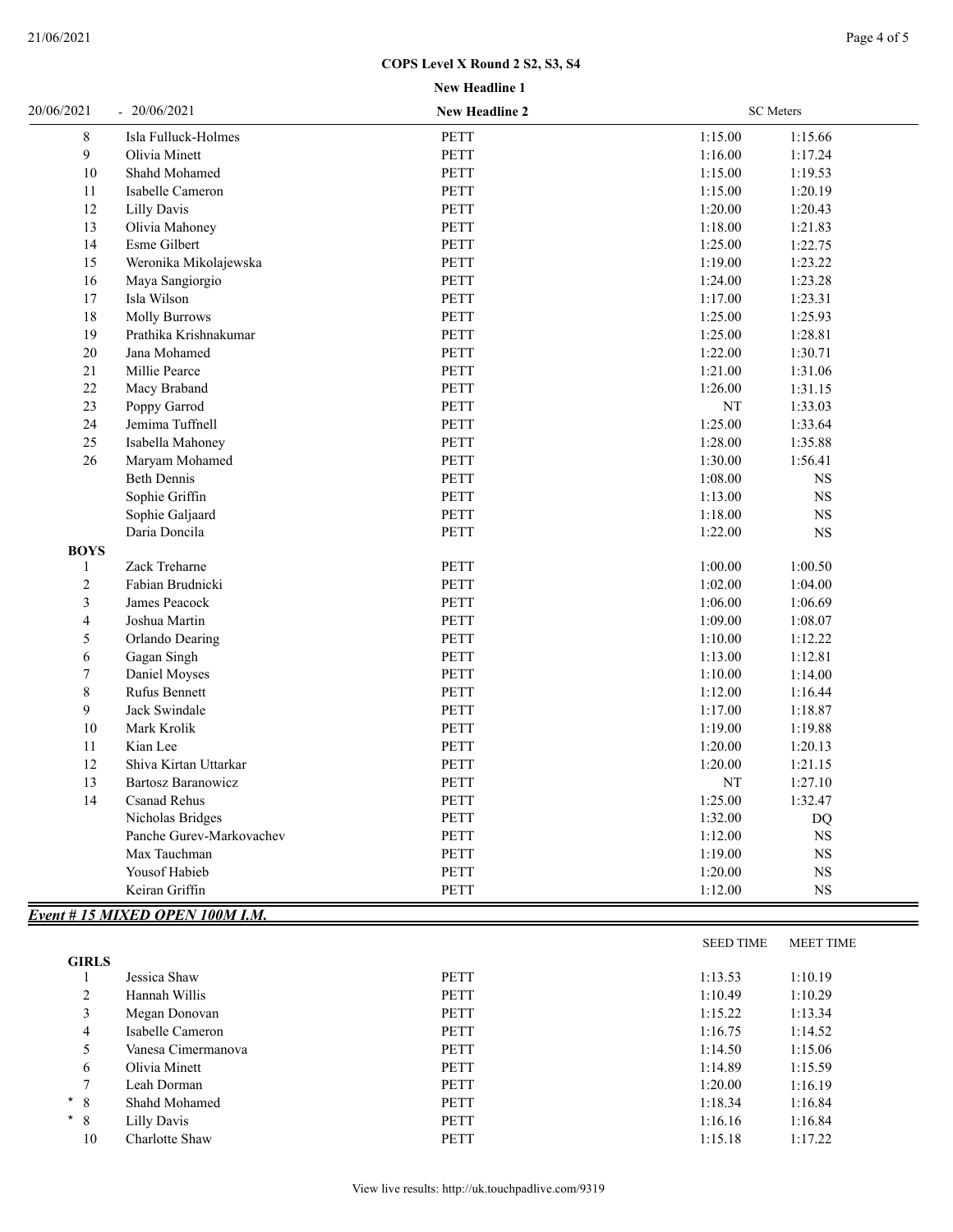**COPS Level X Round 2 S2, S3, S4**

**New Headline 1**

20/06/2021 - 20/06/2021 **New Headline 2** SC Meters

| Place | Name | Club | Seed Time | Meet Time |
|---|---|---|---|---|
| 8 | Isla Fulluck-Holmes | PETT | 1:15.00 | 1:15.66 |
| 9 | Olivia Minett | PETT | 1:16.00 | 1:17.24 |
| 10 | Shahd Mohamed | PETT | 1:15.00 | 1:19.53 |
| 11 | Isabelle Cameron | PETT | 1:15.00 | 1:20.19 |
| 12 | Lilly Davis | PETT | 1:20.00 | 1:20.43 |
| 13 | Olivia Mahoney | PETT | 1:18.00 | 1:21.83 |
| 14 | Esme Gilbert | PETT | 1:25.00 | 1:22.75 |
| 15 | Weronika Mikolajewska | PETT | 1:19.00 | 1:23.22 |
| 16 | Maya Sangiorgio | PETT | 1:24.00 | 1:23.28 |
| 17 | Isla Wilson | PETT | 1:17.00 | 1:23.31 |
| 18 | Molly Burrows | PETT | 1:25.00 | 1:25.93 |
| 19 | Prathika Krishnakumar | PETT | 1:25.00 | 1:28.81 |
| 20 | Jana Mohamed | PETT | 1:22.00 | 1:30.71 |
| 21 | Millie Pearce | PETT | 1:21.00 | 1:31.06 |
| 22 | Macy Braband | PETT | 1:26.00 | 1:31.15 |
| 23 | Poppy Garrod | PETT | NT | 1:33.03 |
| 24 | Jemima Tuffnell | PETT | 1:25.00 | 1:33.64 |
| 25 | Isabella Mahoney | PETT | 1:28.00 | 1:35.88 |
| 26 | Maryam Mohamed | PETT | 1:30.00 | 1:56.41 |
| | Beth Dennis | PETT | 1:08.00 | NS |
| | Sophie Griffin | PETT | 1:13.00 | NS |
| | Sophie Galjaard | PETT | 1:18.00 | NS |
| | Daria Doncila | PETT | 1:22.00 | NS |
| **BOYS** | | | | |
| 1 | Zack Treharne | PETT | 1:00.00 | 1:00.50 |
| 2 | Fabian Brudnicki | PETT | 1:02.00 | 1:04.00 |
| 3 | James Peacock | PETT | 1:06.00 | 1:06.69 |
| 4 | Joshua Martin | PETT | 1:09.00 | 1:08.07 |
| 5 | Orlando Dearing | PETT | 1:10.00 | 1:12.22 |
| 6 | Gagan Singh | PETT | 1:13.00 | 1:12.81 |
| 7 | Daniel Moyses | PETT | 1:10.00 | 1:14.00 |
| 8 | Rufus Bennett | PETT | 1:12.00 | 1:16.44 |
| 9 | Jack Swindale | PETT | 1:17.00 | 1:18.87 |
| 10 | Mark Krolik | PETT | 1:19.00 | 1:19.88 |
| 11 | Kian Lee | PETT | 1:20.00 | 1:20.13 |
| 12 | Shiva Kirtan Uttarkar | PETT | 1:20.00 | 1:21.15 |
| 13 | Bartosz Baranowicz | PETT | NT | 1:27.10 |
| 14 | Csanad Rehus | PETT | 1:25.00 | 1:32.47 |
| | Nicholas Bridges | PETT | 1:32.00 | DQ |
| | Panche Gurev-Markovachev | PETT | 1:12.00 | NS |
| | Max Tauchman | PETT | 1:19.00 | NS |
| | Yousof Habieb | PETT | 1:20.00 | NS |
| | Keiran Griffin | PETT | 1:12.00 | NS |

***Event # 15 MIXED OPEN 100M I.M.***

| Place | Name | Club | SEED TIME | MEET TIME |
|---|---|---|---|---|
| **GIRLS** | | | | |
| 1 | Jessica Shaw | PETT | 1:13.53 | 1:10.19 |
| 2 | Hannah Willis | PETT | 1:10.49 | 1:10.29 |
| 3 | Megan Donovan | PETT | 1:15.22 | 1:13.34 |
| 4 | Isabelle Cameron | PETT | 1:16.75 | 1:14.52 |
| 5 | Vanesa Cimermanova | PETT | 1:14.50 | 1:15.06 |
| 6 | Olivia Minett | PETT | 1:14.89 | 1:15.59 |
| 7 | Leah Dorman | PETT | 1:20.00 | 1:16.19 |
| * 8 | Shahd Mohamed | PETT | 1:18.34 | 1:16.84 |
| * 8 | Lilly Davis | PETT | 1:16.16 | 1:16.84 |
| 10 | Charlotte Shaw | PETT | 1:15.18 | 1:17.22 |

View live results: http://uk.touchpadlive.com/9319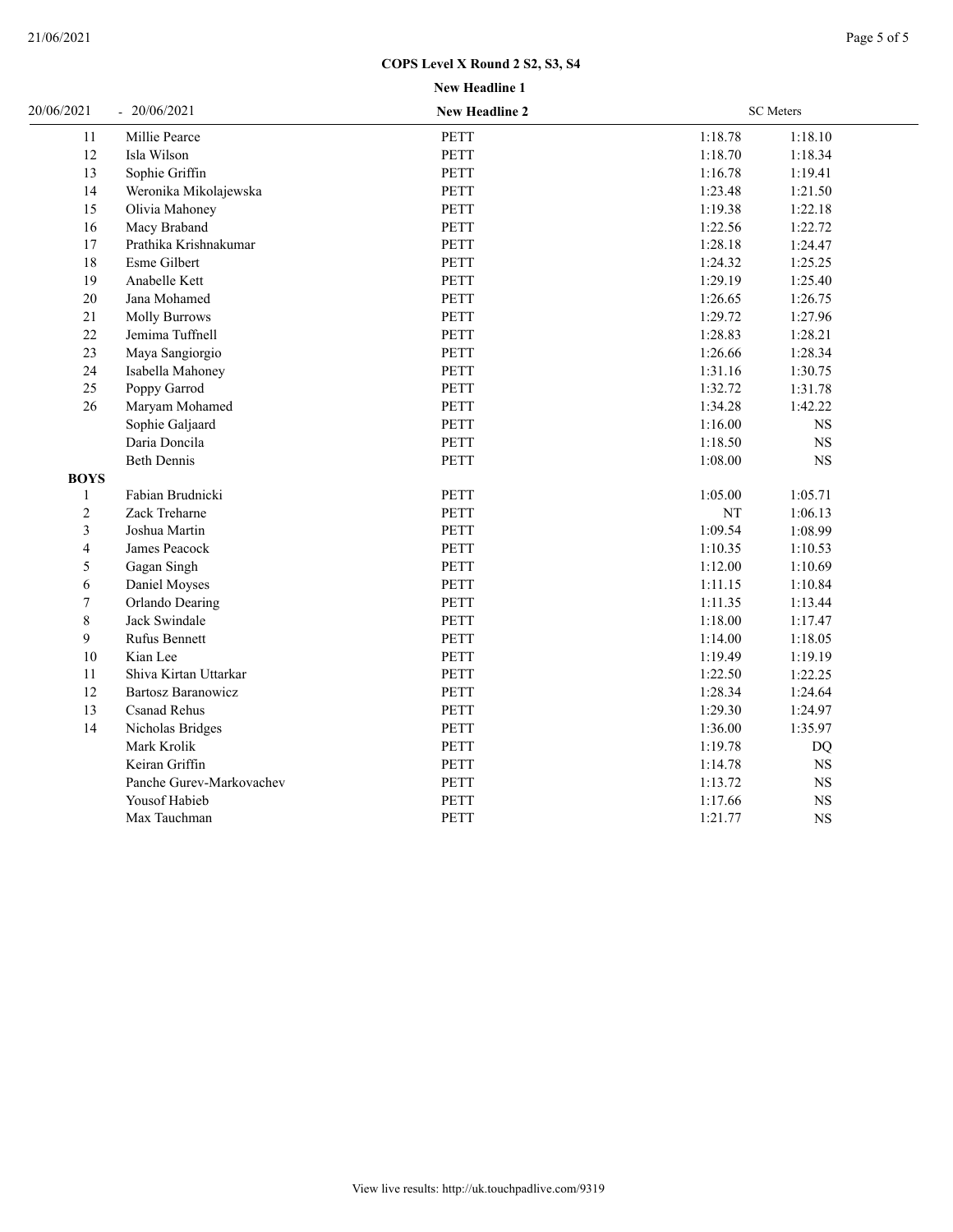**COPS Level X Round 2 S2, S3, S4**

**New Headline 1**

20/06/2021 - 20/06/2021 **New Headline 2** SC Meters

| | | | | |
|---|---|---|---|---|
| 11 | Millie Pearce | PETT | 1:18.78 | 1:18.10 |
| 12 | Isla Wilson | PETT | 1:18.70 | 1:18.34 |
| 13 | Sophie Griffin | PETT | 1:16.78 | 1:19.41 |
| 14 | Weronika Mikolajewska | PETT | 1:23.48 | 1:21.50 |
| 15 | Olivia Mahoney | PETT | 1:19.38 | 1:22.18 |
| 16 | Macy Braband | PETT | 1:22.56 | 1:22.72 |
| 17 | Prathika Krishnakumar | PETT | 1:28.18 | 1:24.47 |
| 18 | Esme Gilbert | PETT | 1:24.32 | 1:25.25 |
| 19 | Anabelle Kett | PETT | 1:29.19 | 1:25.40 |
| 20 | Jana Mohamed | PETT | 1:26.65 | 1:26.75 |
| 21 | Molly Burrows | PETT | 1:29.72 | 1:27.96 |
| 22 | Jemima Tuffnell | PETT | 1:28.83 | 1:28.21 |
| 23 | Maya Sangiorgio | PETT | 1:26.66 | 1:28.34 |
| 24 | Isabella Mahoney | PETT | 1:31.16 | 1:30.75 |
| 25 | Poppy Garrod | PETT | 1:32.72 | 1:31.78 |
| 26 | Maryam Mohamed | PETT | 1:34.28 | 1:42.22 |
| | Sophie Galjaard | PETT | 1:16.00 | NS |
| | Daria Doncila | PETT | 1:18.50 | NS |
| | Beth Dennis | PETT | 1:08.00 | NS |
| **BOYS** | | | | |
| 1 | Fabian Brudnicki | PETT | 1:05.00 | 1:05.71 |
| 2 | Zack Treharne | PETT | NT | 1:06.13 |
| 3 | Joshua Martin | PETT | 1:09.54 | 1:08.99 |
| 4 | James Peacock | PETT | 1:10.35 | 1:10.53 |
| 5 | Gagan Singh | PETT | 1:12.00 | 1:10.69 |
| 6 | Daniel Moyses | PETT | 1:11.15 | 1:10.84 |
| 7 | Orlando Dearing | PETT | 1:11.35 | 1:13.44 |
| 8 | Jack Swindale | PETT | 1:18.00 | 1:17.47 |
| 9 | Rufus Bennett | PETT | 1:14.00 | 1:18.05 |
| 10 | Kian Lee | PETT | 1:19.49 | 1:19.19 |
| 11 | Shiva Kirtan Uttarkar | PETT | 1:22.50 | 1:22.25 |
| 12 | Bartosz Baranowicz | PETT | 1:28.34 | 1:24.64 |
| 13 | Csanad Rehus | PETT | 1:29.30 | 1:24.97 |
| 14 | Nicholas Bridges | PETT | 1:36.00 | 1:35.97 |
| | Mark Krolik | PETT | 1:19.78 | DQ |
| | Keiran Griffin | PETT | 1:14.78 | NS |
| | Panche Gurev-Markovachev | PETT | 1:13.72 | NS |
| | Yousof Habieb | PETT | 1:17.66 | NS |
| | Max Tauchman | PETT | 1:21.77 | NS |

View live results: http://uk.touchpadlive.com/9319